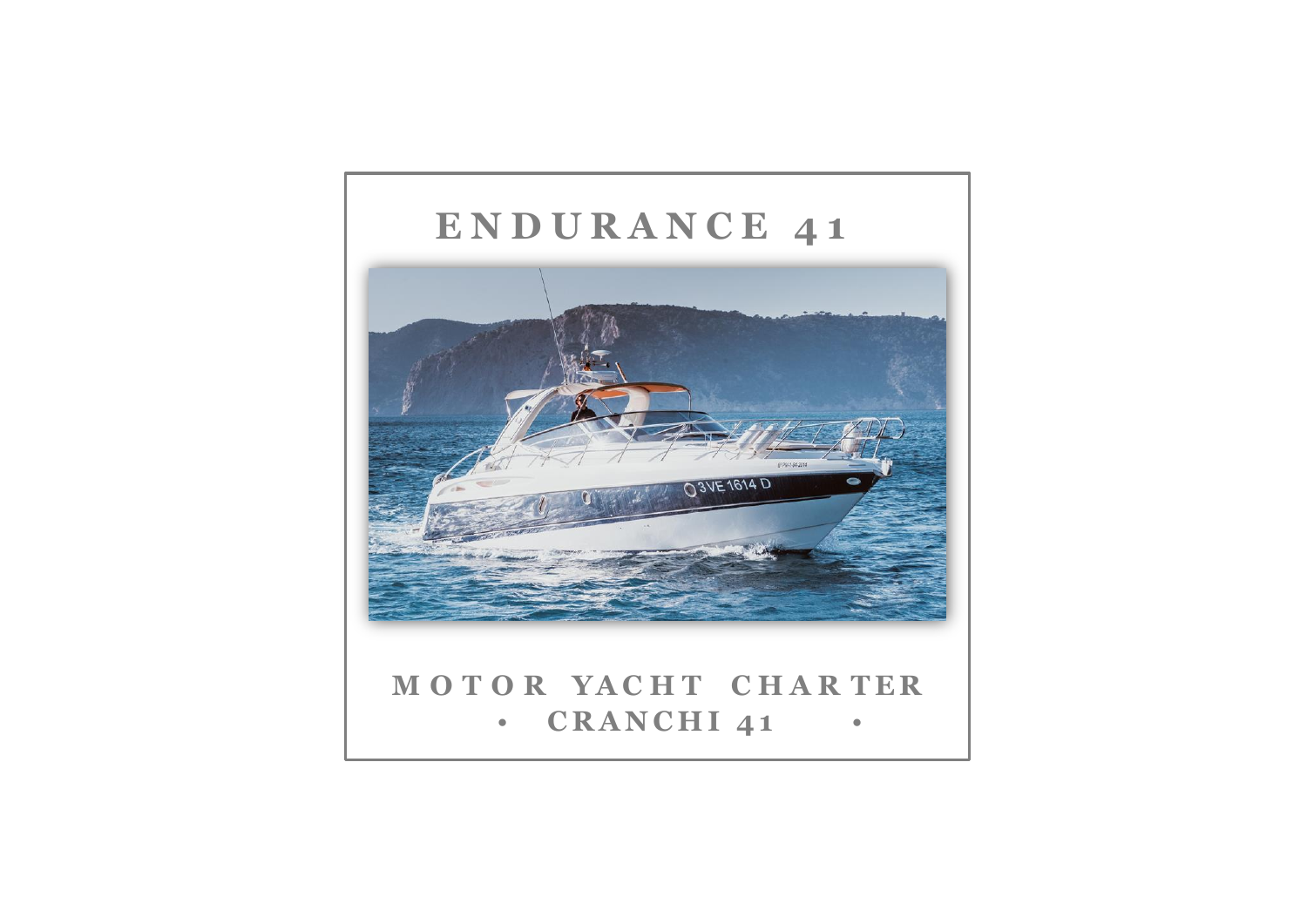# ENDURANCE 41

## MOTOR YACHT CHARTER

• CRANCHI 41 •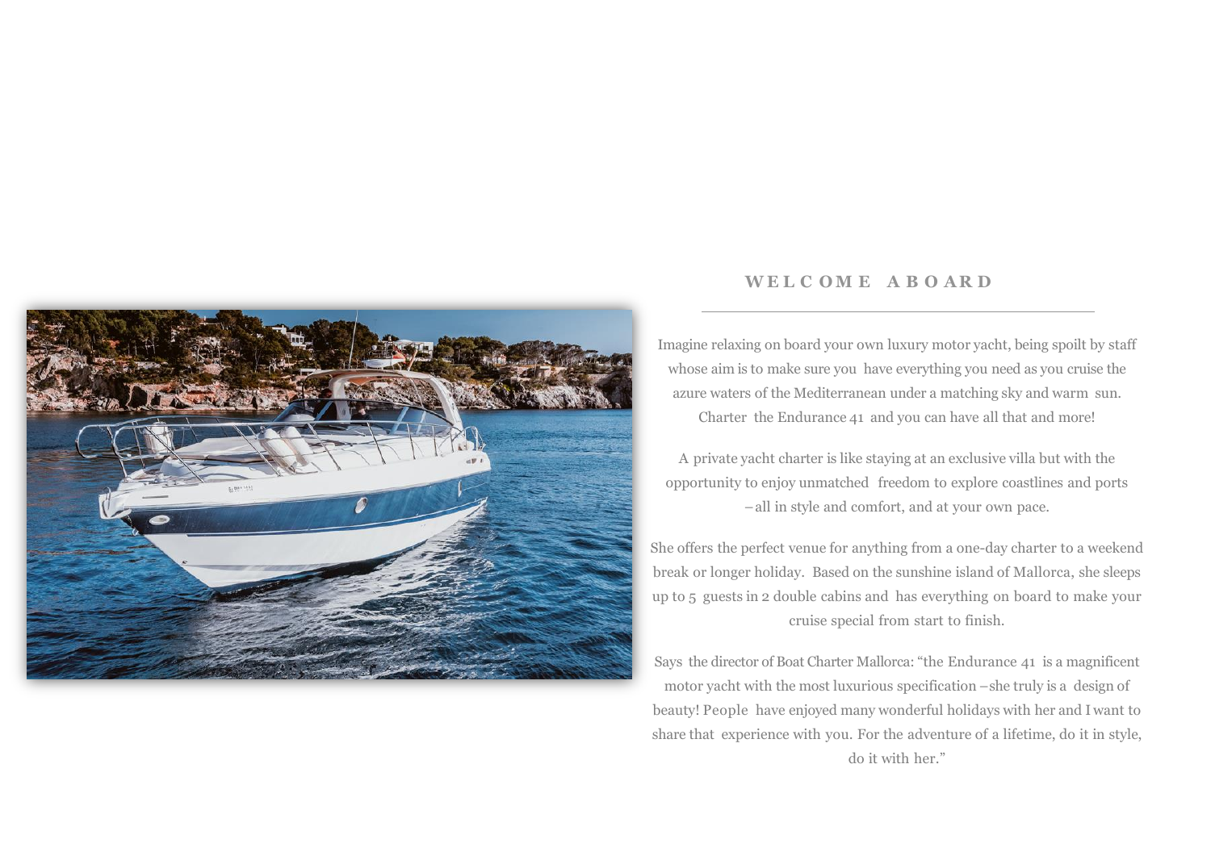## WELCOME ABOARD

Imagine relaxing on board your own luxury motor yacht, being spoilt by staff whose aim is to make sure you have everything you need as you cruise the azure waters of the Mediterranean under a matching sky and warm sun. Charter the Endurance 41 and you can have all that and more!

A private yacht charter is like staying at an exclusive villa but with the opportunity to enjoy unmatched freedom to explore coastlines and ports – all in style and comfort, and at your own pace.

She offers the perfect venue for anything from a one-day charter to a weekend break or longer holiday. Based on the sunshine island of Mallorca, she sleeps up to 5 guests in 2 double cabins and has everything on board to make your cruise special from start to finish.

Says the director of Boat Charter Mallorca: "the Endurance 41 is a magnificent motor yacht with the most luxurious specification – she truly is a design of beauty! People have enjoyed many wonderful holidays with her and I want to share that experience with you. For the adventure of a lifetime, do it in style, do it with her."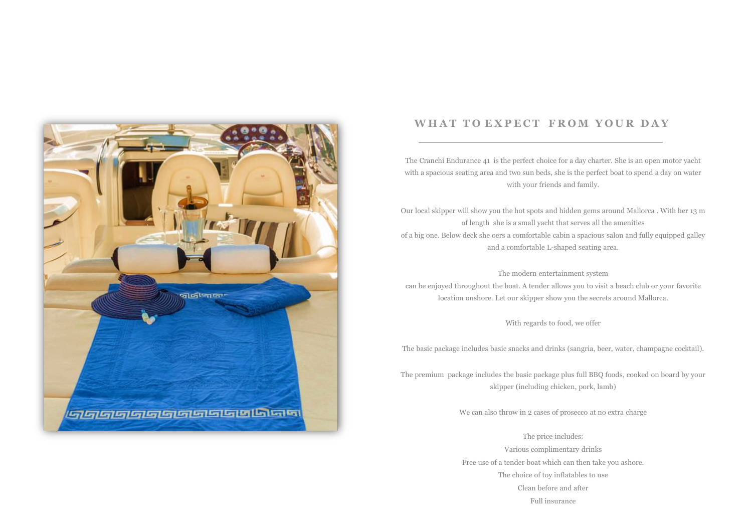## WHAT TO EXPECT FROM YOUR DAY

The Cranchi Endurance 41 is the perfect choice for a day charter. She is an open motor yacht with a spacious seating area and two sun beds, she is the perfect boat to spend a day on water with your friends and family.

Our local skipper will show you the hot spots and hidden gems around Mallorca . With her 13 m of length she is a small yacht that serves all the amenities of a big one. Below deck she oers a comfortable cabin a spacious salon and fully equipped galley and a comfortable L-shaped seating area.

The modern entertainment system can be enjoyed throughout the boat. A tender allows you to visit a beach club or your favorite location onshore. Let our skipper show you the secrets around Mallorca.

With regards to food, we offer

The basic package includes basic snacks and drinks (sangria, beer, water, champagne cocktail).

The premium package includes the basic package plus full BBQ foods, cooked on board by your skipper (including chicken, pork, lamb)

We can also throw in 2 cases of prosecco at no extra charge

The price includes:
Various complimentary drinks
Free use of a tender boat which can then take you ashore.
The choice of toy inflatables to use
Clean before and after
Full insurance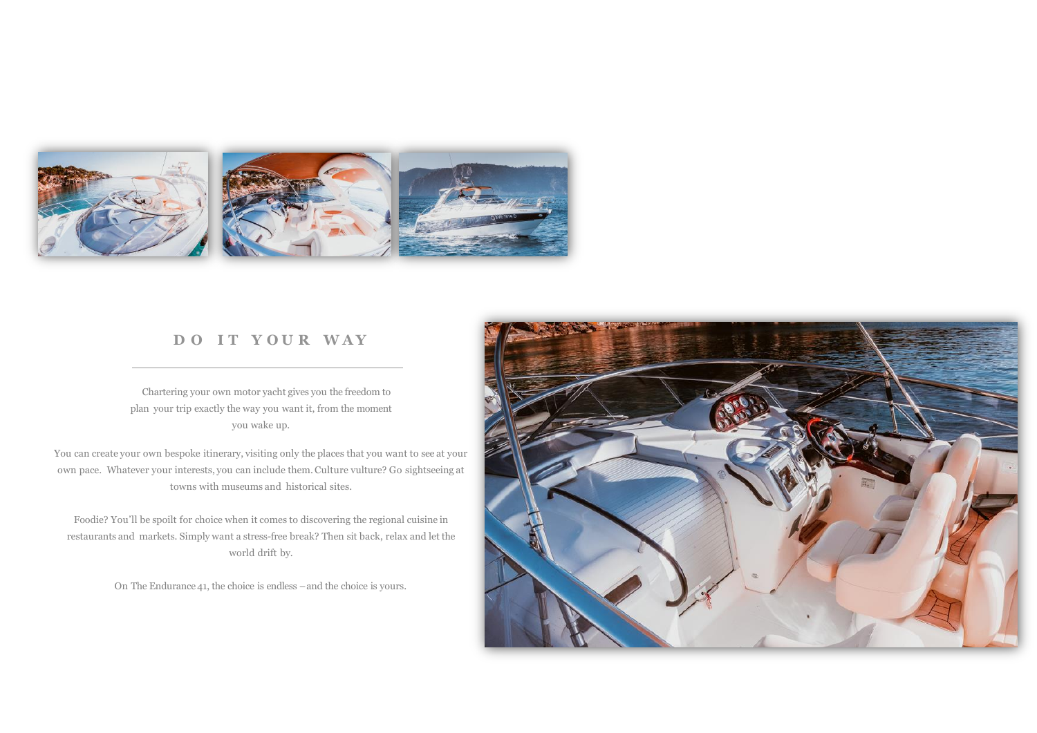## DO IT YOUR WAY

Chartering your own motor yacht gives you the freedom to plan your trip exactly the way you want it, from the moment you wake up.

You can create your own bespoke itinerary, visiting only the places that you want to see at your own pace. Whatever your interests, you can include them. Culture vulture? Go sightseeing at towns with museums and historical sites.

Foodie? You'll be spoilt for choice when it comes to discovering the regional cuisine in restaurants and markets. Simply want a stress-free break? Then sit back, relax and let the world drift by.

On The Endurance 41, the choice is endless – and the choice is yours.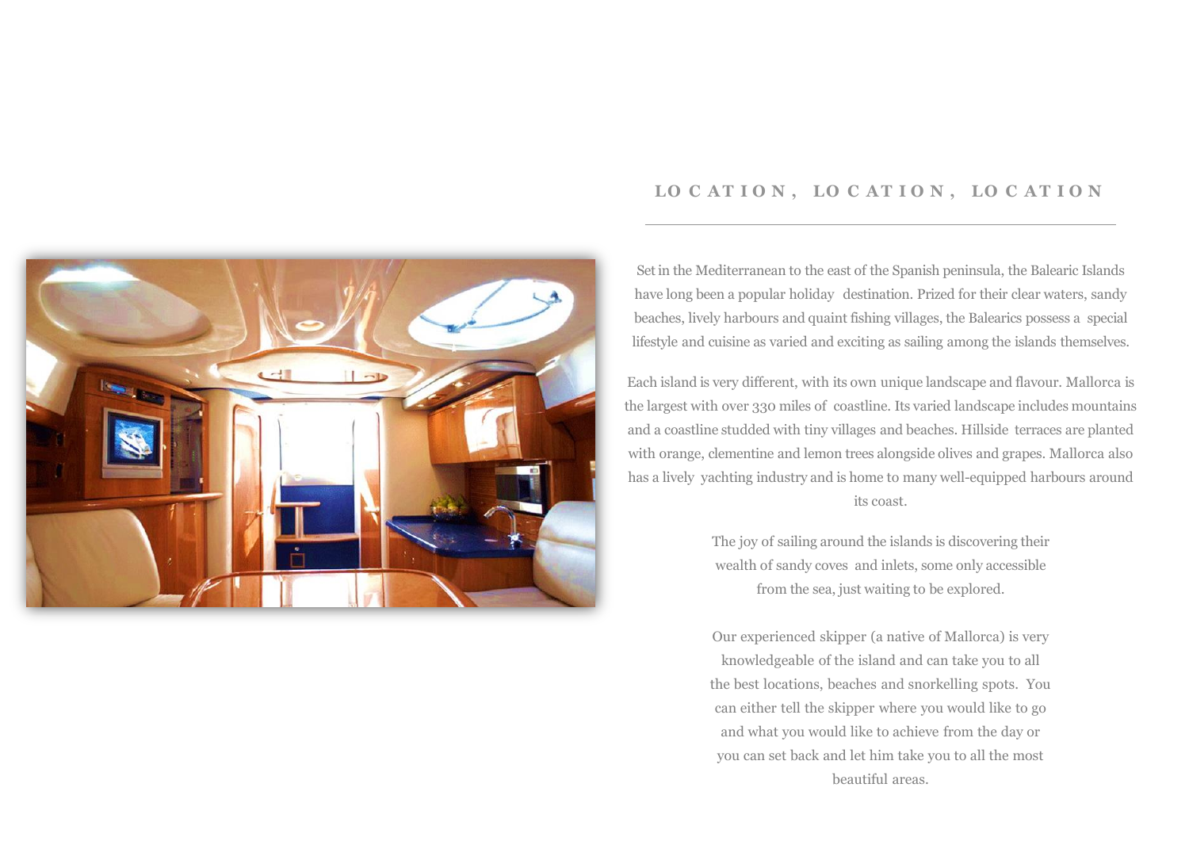## LOCATION, LOCATION, LOCATION

Set in the Mediterranean to the east of the Spanish peninsula, the Balearic Islands have long been a popular holiday destination. Prized for their clear waters, sandy beaches, lively harbours and quaint fishing villages, the Balearics possess a special lifestyle and cuisine as varied and exciting as sailing among the islands themselves.

Each island is very different, with its own unique landscape and flavour. Mallorca is the largest with over 330 miles of coastline. Its varied landscape includes mountains and a coastline studded with tiny villages and beaches. Hillside terraces are planted with orange, clementine and lemon trees alongside olives and grapes. Mallorca also has a lively yachting industry and is home to many well-equipped harbours around its coast.

The joy of sailing around the islands is discovering their wealth of sandy coves and inlets, some only accessible from the sea, just waiting to be explored.

Our experienced skipper (a native of Mallorca) is very knowledgeable of the island and can take you to all the best locations, beaches and snorkelling spots. You can either tell the skipper where you would like to go and what you would like to achieve from the day or you can set back and let him take you to all the most beautiful areas.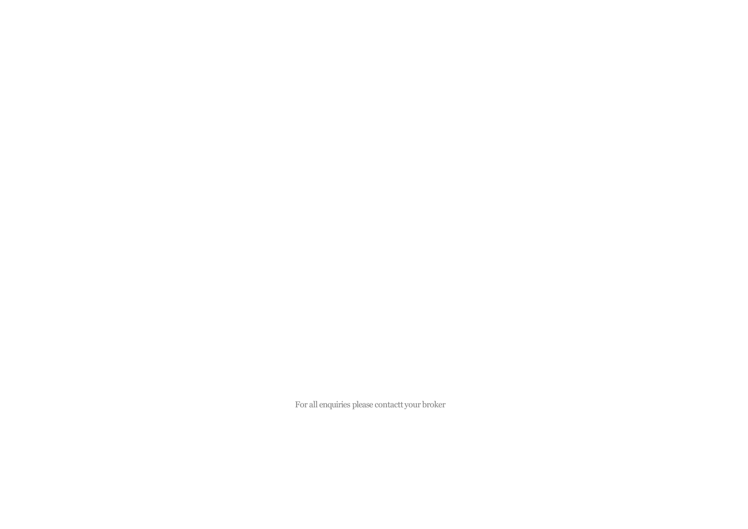For all enquiries please contactt your broker